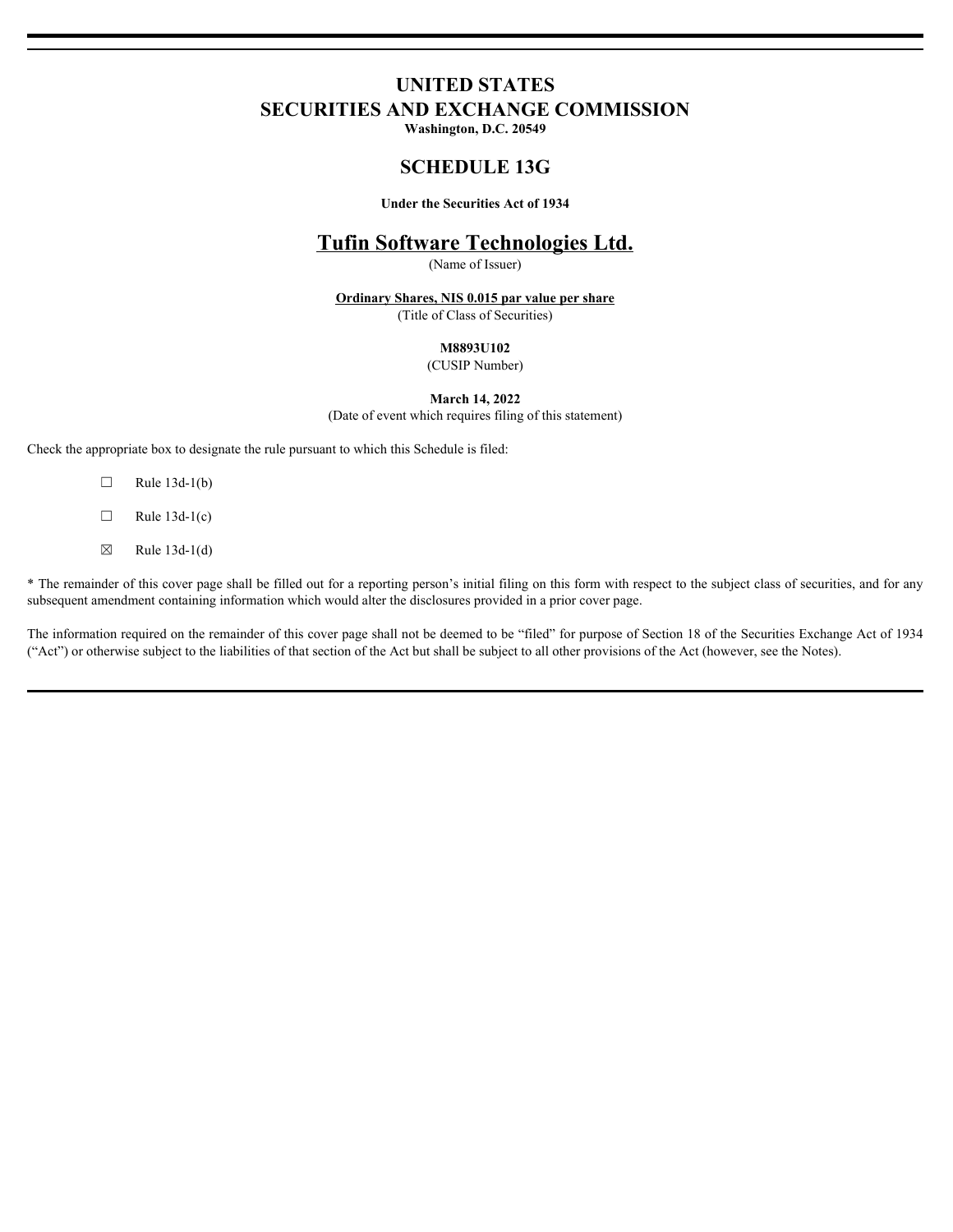# UNITED STATES
# SECURITIES AND EXCHANGE COMMISSION

**Washington, D.C. 20549**

## SCHEDULE 13G

**Under the Securities Act of 1934**

## Tufin Software Technologies Ltd.

(Name of Issuer)

**Ordinary Shares, NIS 0.015 par value per share**

(Title of Class of Securities)

**M8893U102**

(CUSIP Number)

**March 14, 2022**

(Date of event which requires filing of this statement)

Check the appropriate box to designate the rule pursuant to which this Schedule is filed:

☐ Rule 13d-1(b)

☐ Rule 13d-1(c)

☒ Rule 13d-1(d)

* The remainder of this cover page shall be filled out for a reporting person's initial filing on this form with respect to the subject class of securities, and for any subsequent amendment containing information which would alter the disclosures provided in a prior cover page.

The information required on the remainder of this cover page shall not be deemed to be "filed" for purpose of Section 18 of the Securities Exchange Act of 1934 ("Act") or otherwise subject to the liabilities of that section of the Act but shall be subject to all other provisions of the Act (however, see the Notes).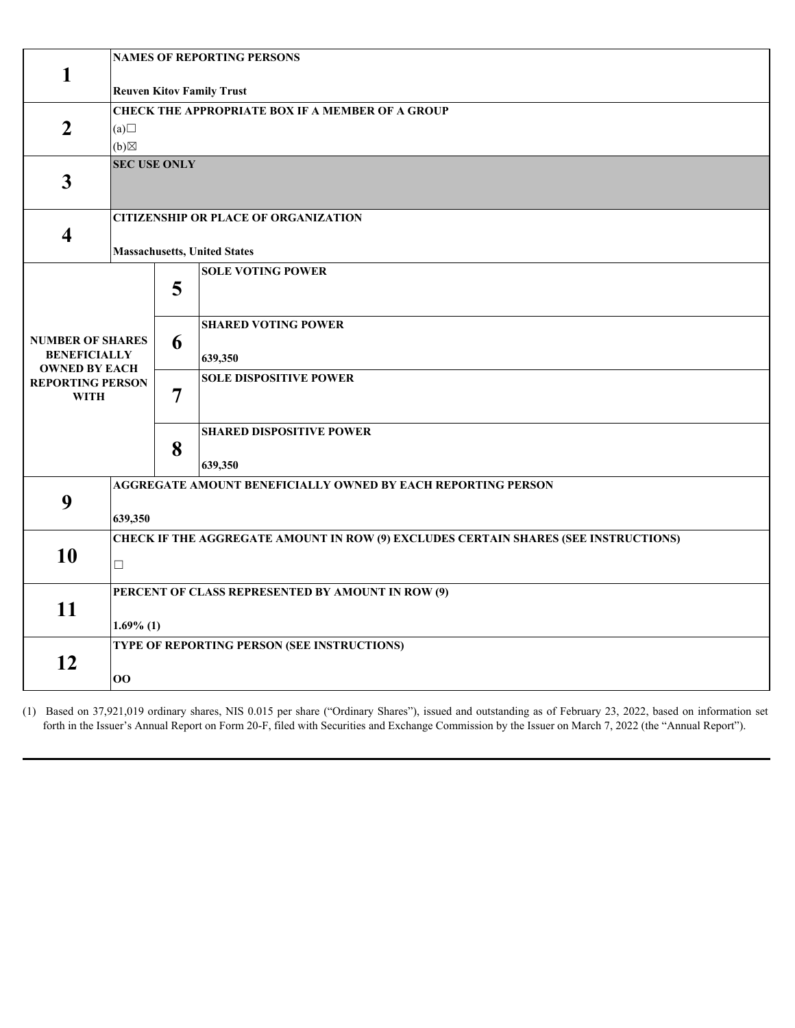| | | | |
|---|---|---|---|
| **1** | **NAMES OF REPORTING PERSONS**<br><br>**Reuven Kitov Family Trust** | | |
| **2** | **CHECK THE APPROPRIATE BOX IF A MEMBER OF A GROUP**<br>(a)☐<br>(b)☒ | | |
| **3** | **SEC USE ONLY** | | |
| **4** | **CITIZENSHIP OR PLACE OF ORGANIZATION**<br><br>**Massachusetts, United States** | | |
| **NUMBER OF SHARES BENEFICIALLY OWNED BY EACH REPORTING PERSON WITH** | | **5** | **SOLE VOTING POWER** |
| | | **6** | **SHARED VOTING POWER**<br><br>**639,350** |
| | | **7** | **SOLE DISPOSITIVE POWER** |
| | | **8** | **SHARED DISPOSITIVE POWER**<br><br>**639,350** |
| **9** | **AGGREGATE AMOUNT BENEFICIALLY OWNED BY EACH REPORTING PERSON**<br><br>**639,350** | | |
| **10** | **CHECK IF THE AGGREGATE AMOUNT IN ROW (9) EXCLUDES CERTAIN SHARES (SEE INSTRUCTIONS)**<br><br>☐ | | |
| **11** | **PERCENT OF CLASS REPRESENTED BY AMOUNT IN ROW (9)**<br><br>**1.69% (1)** | | |
| **12** | **TYPE OF REPORTING PERSON (SEE INSTRUCTIONS)**<br><br>**OO** | | |

(1) Based on 37,921,019 ordinary shares, NIS 0.015 per share ("Ordinary Shares"), issued and outstanding as of February 23, 2022, based on information set forth in the Issuer's Annual Report on Form 20-F, filed with Securities and Exchange Commission by the Issuer on March 7, 2022 (the "Annual Report").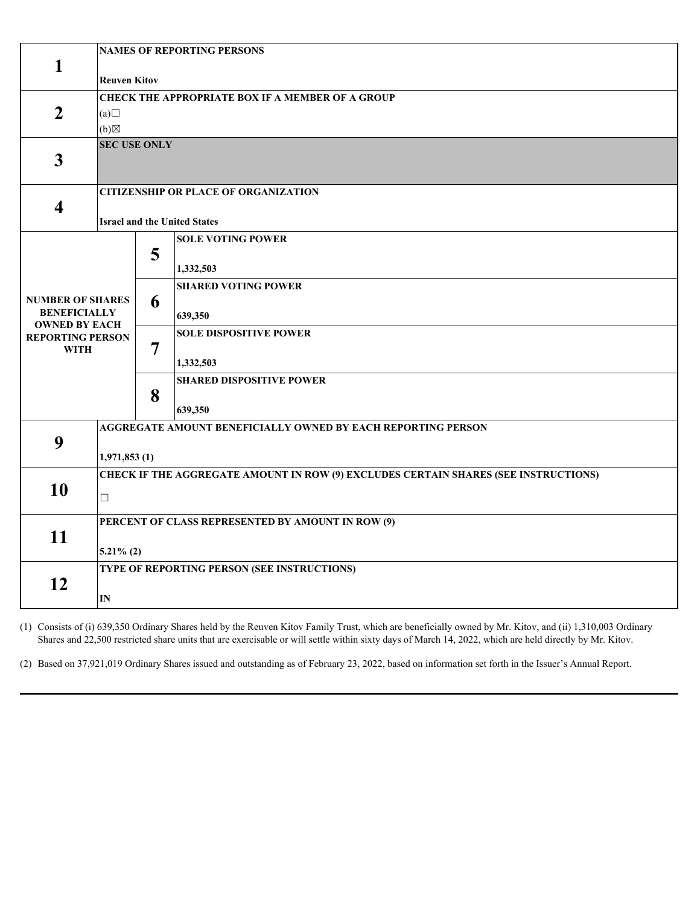| | | | |
|---|---|---|---|
| **1** | **NAMES OF REPORTING PERSONS**<br><br>**Reuven Kitov** | | |
| **2** | **CHECK THE APPROPRIATE BOX IF A MEMBER OF A GROUP**<br>(a)☐<br>(b)☒ | | |
| **3** | **SEC USE ONLY** | | |
| **4** | **CITIZENSHIP OR PLACE OF ORGANIZATION**<br><br>**Israel and the United States** | | |
| **NUMBER OF SHARES BENEFICIALLY OWNED BY EACH REPORTING PERSON WITH** | | **5** | **SOLE VOTING POWER**<br><br>**1,332,503** |
| | | **6** | **SHARED VOTING POWER**<br><br>**639,350** |
| | | **7** | **SOLE DISPOSITIVE POWER**<br><br>**1,332,503** |
| | | **8** | **SHARED DISPOSITIVE POWER**<br><br>**639,350** |
| **9** | **AGGREGATE AMOUNT BENEFICIALLY OWNED BY EACH REPORTING PERSON**<br><br>**1,971,853 (1)** | | |
| **10** | **CHECK IF THE AGGREGATE AMOUNT IN ROW (9) EXCLUDES CERTAIN SHARES (SEE INSTRUCTIONS)**<br><br>☐ | | |
| **11** | **PERCENT OF CLASS REPRESENTED BY AMOUNT IN ROW (9)**<br><br>**5.21% (2)** | | |
| **12** | **TYPE OF REPORTING PERSON (SEE INSTRUCTIONS)**<br><br>**IN** | | |

(1) Consists of (i) 639,350 Ordinary Shares held by the Reuven Kitov Family Trust, which are beneficially owned by Mr. Kitov, and (ii) 1,310,003 Ordinary Shares and 22,500 restricted share units that are exercisable or will settle within sixty days of March 14, 2022, which are held directly by Mr. Kitov.

(2) Based on 37,921,019 Ordinary Shares issued and outstanding as of February 23, 2022, based on information set forth in the Issuer's Annual Report.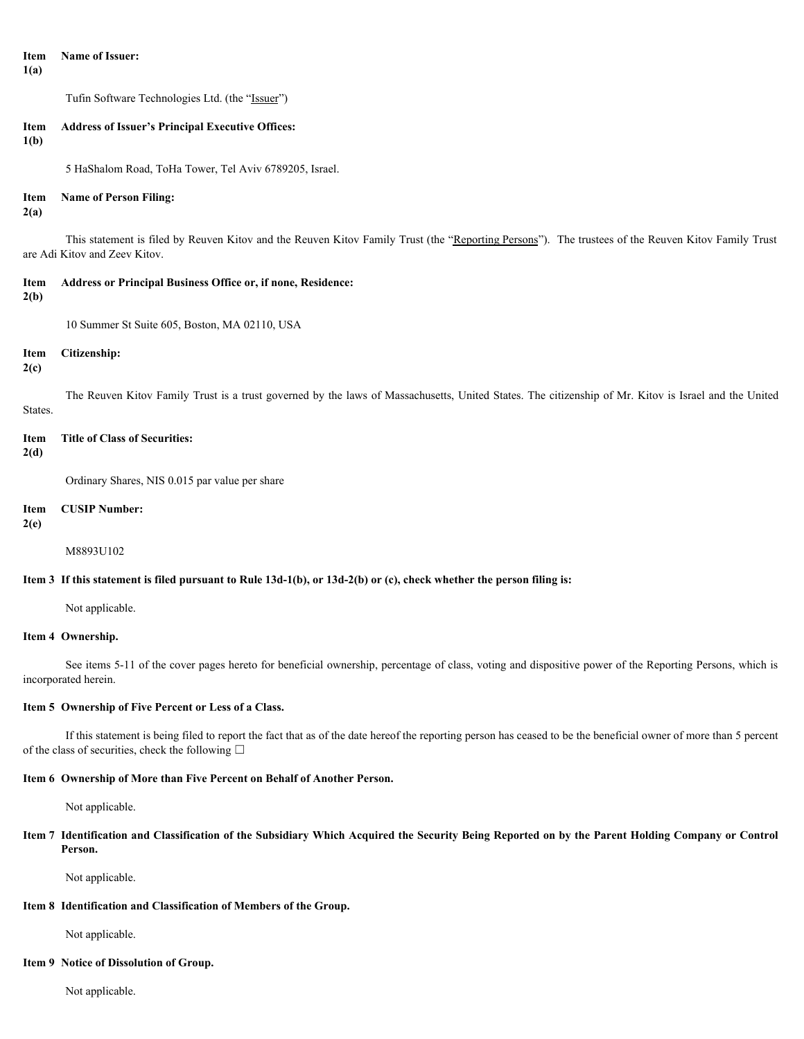**Item 1(a)** **Name of Issuer:**

Tufin Software Technologies Ltd. (the "Issuer")

**Item 1(b)** **Address of Issuer's Principal Executive Offices:**

5 HaShalom Road, ToHa Tower, Tel Aviv 6789205, Israel.

**Item 2(a)** **Name of Person Filing:**

This statement is filed by Reuven Kitov and the Reuven Kitov Family Trust (the "Reporting Persons"). The trustees of the Reuven Kitov Family Trust are Adi Kitov and Zeev Kitov.

**Item 2(b)** **Address or Principal Business Office or, if none, Residence:**

10 Summer St Suite 605, Boston, MA 02110, USA

**Item 2(c)** **Citizenship:**

The Reuven Kitov Family Trust is a trust governed by the laws of Massachusetts, United States. The citizenship of Mr. Kitov is Israel and the United States.

**Item 2(d)** **Title of Class of Securities:**

Ordinary Shares, NIS 0.015 par value per share

**Item 2(e)** **CUSIP Number:**

M8893U102

**Item 3 If this statement is filed pursuant to Rule 13d-1(b), or 13d-2(b) or (c), check whether the person filing is:**

Not applicable.

**Item 4 Ownership.**

See items 5-11 of the cover pages hereto for beneficial ownership, percentage of class, voting and dispositive power of the Reporting Persons, which is incorporated herein.

**Item 5 Ownership of Five Percent or Less of a Class.**

If this statement is being filed to report the fact that as of the date hereof the reporting person has ceased to be the beneficial owner of more than 5 percent of the class of securities, check the following ☐

**Item 6 Ownership of More than Five Percent on Behalf of Another Person.**

Not applicable.

**Item 7 Identification and Classification of the Subsidiary Which Acquired the Security Being Reported on by the Parent Holding Company or Control Person.**

Not applicable.

**Item 8 Identification and Classification of Members of the Group.**

Not applicable.

**Item 9 Notice of Dissolution of Group.**

Not applicable.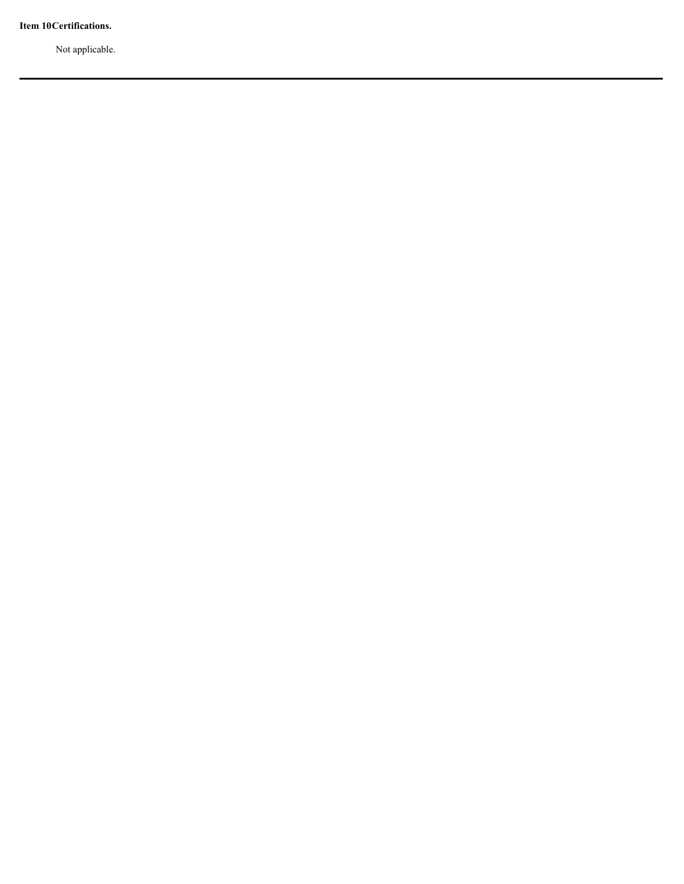**Item 10 Certifications.**

Not applicable.

---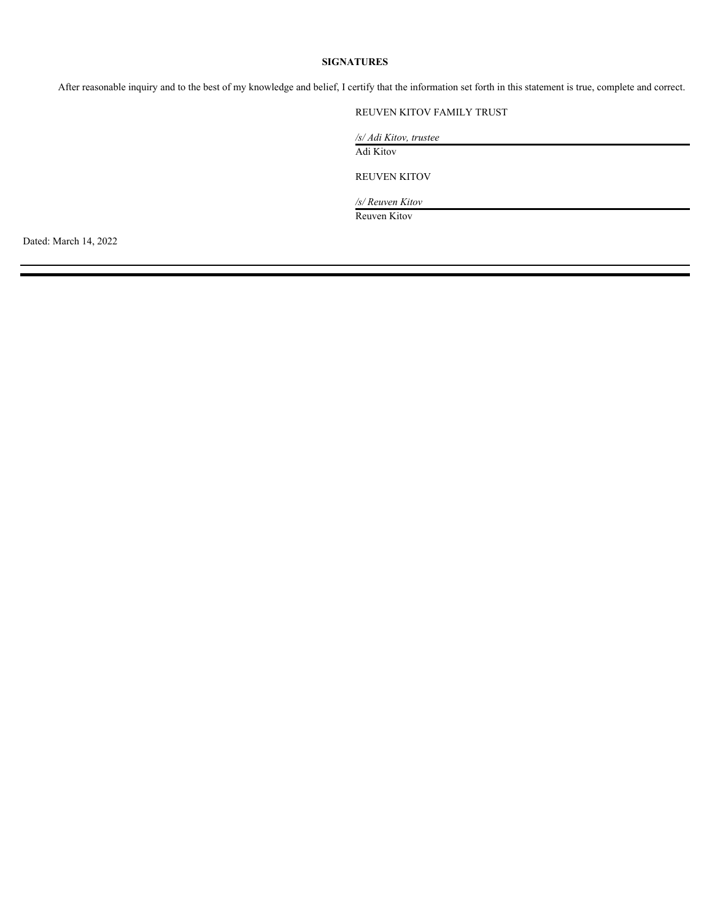**SIGNATURES**

After reasonable inquiry and to the best of my knowledge and belief, I certify that the information set forth in this statement is true, complete and correct.

REUVEN KITOV FAMILY TRUST

*/s/ Adi Kitov, trustee*
Adi Kitov

REUVEN KITOV

*/s/ Reuven Kitov*
Reuven Kitov

Dated: March 14, 2022